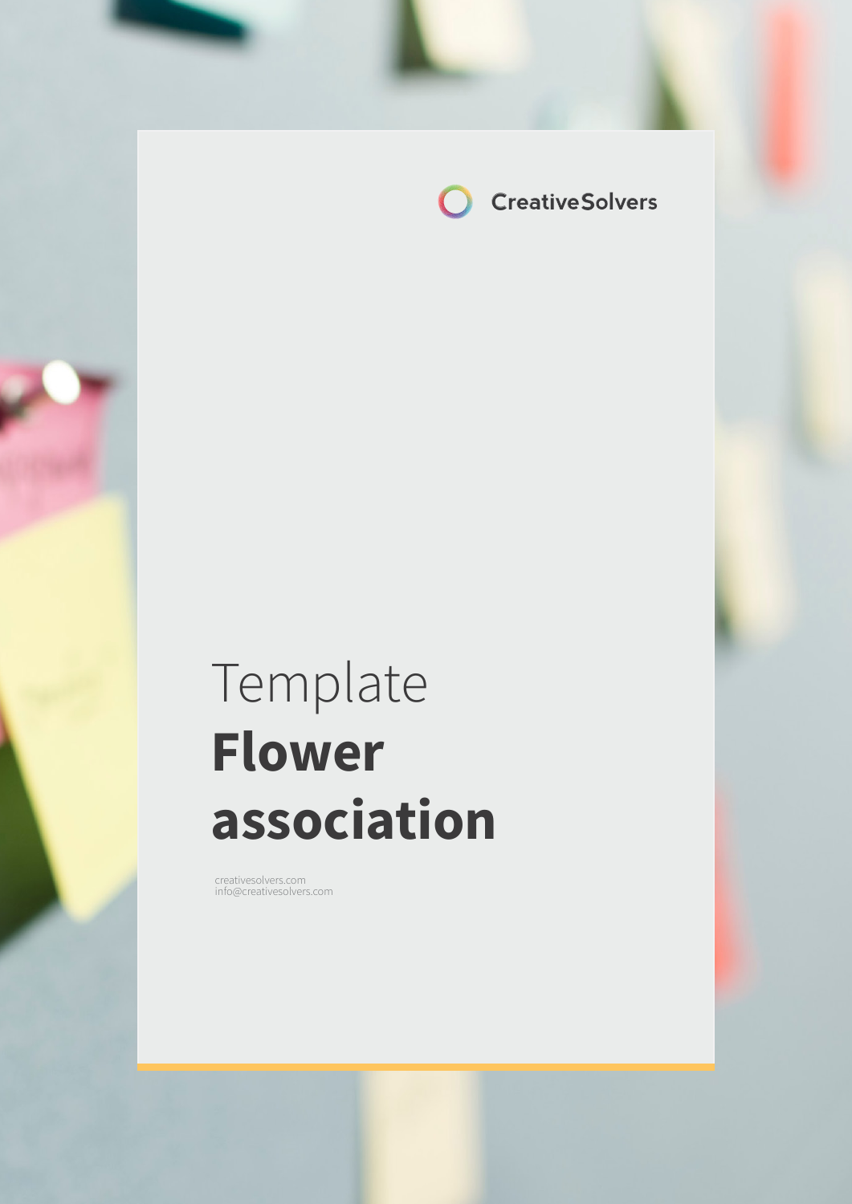CreativeSolvers

Template

# Flower association

creativesolvers.com
info@creativesolvers.com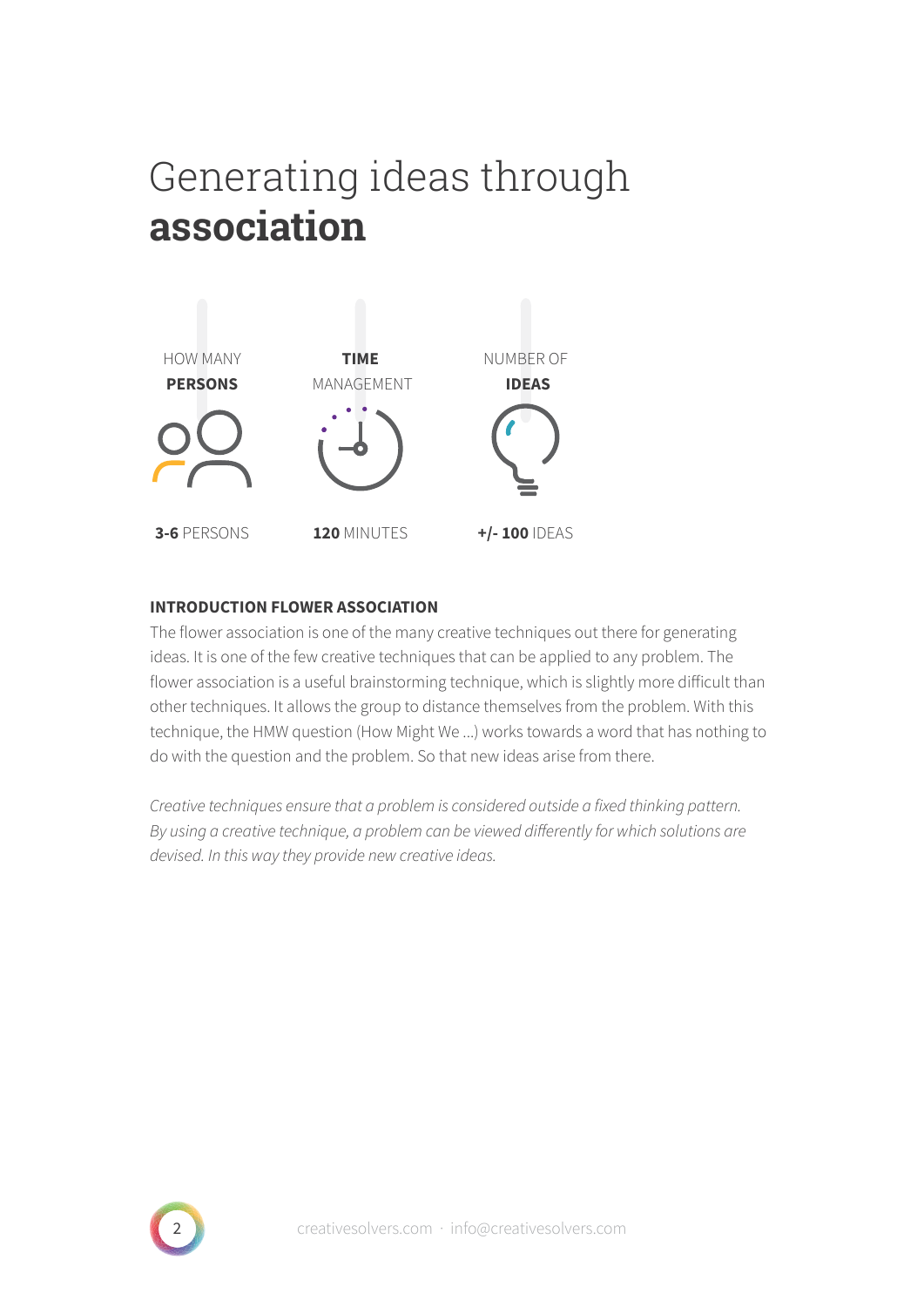# Generating ideas through **association**

| HOW MANY **PERSONS** | **TIME** MANAGEMENT | NUMBER OF **IDEAS** |
| --- | --- | --- |
| **3-6** PERSONS | **120** MINUTES | **+/- 100** IDEAS |

**INTRODUCTION FLOWER ASSOCIATION**

The flower association is one of the many creative techniques out there for generating ideas. It is one of the few creative techniques that can be applied to any problem. The flower association is a useful brainstorming technique, which is slightly more difficult than other techniques. It allows the group to distance themselves from the problem. With this technique, the HMW question (How Might We ...) works towards a word that has nothing to do with the question and the problem. So that new ideas arise from there.

*Creative techniques ensure that a problem is considered outside a fixed thinking pattern. By using a creative technique, a problem can be viewed differently for which solutions are devised. In this way they provide new creative ideas.*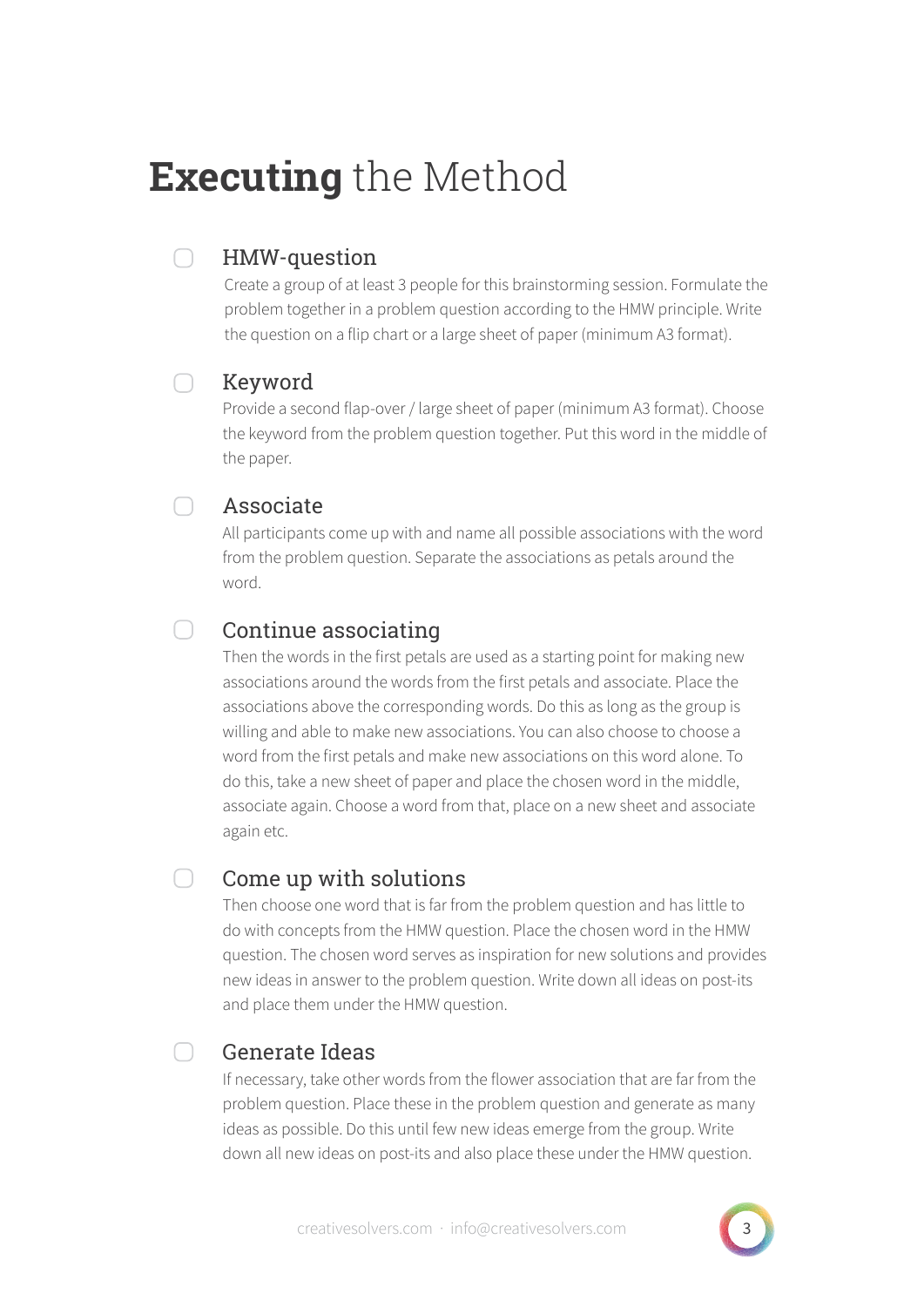# **Executing** the Method

- [ ] **HMW-question**

  Create a group of at least 3 people for this brainstorming session. Formulate the problem together in a problem question according to the HMW principle. Write the question on a flip chart or a large sheet of paper (minimum A3 format).

- [ ] **Keyword**

  Provide a second flap-over / large sheet of paper (minimum A3 format). Choose the keyword from the problem question together. Put this word in the middle of the paper.

- [ ] **Associate**

  All participants come up with and name all possible associations with the word from the problem question. Separate the associations as petals around the word.

- [ ] **Continue associating**

  Then the words in the first petals are used as a starting point for making new associations around the words from the first petals and associate. Place the associations above the corresponding words. Do this as long as the group is willing and able to make new associations. You can also choose to choose a word from the first petals and make new associations on this word alone. To do this, take a new sheet of paper and place the chosen word in the middle, associate again. Choose a word from that, place on a new sheet and associate again etc.

- [ ] **Come up with solutions**

  Then choose one word that is far from the problem question and has little to do with concepts from the HMW question. Place the chosen word in the HMW question. The chosen word serves as inspiration for new solutions and provides new ideas in answer to the problem question. Write down all ideas on post-its and place them under the HMW question.

- [ ] **Generate Ideas**

  If necessary, take other words from the flower association that are far from the problem question. Place these in the problem question and generate as many ideas as possible. Do this until few new ideas emerge from the group. Write down all new ideas on post-its and also place these under the HMW question.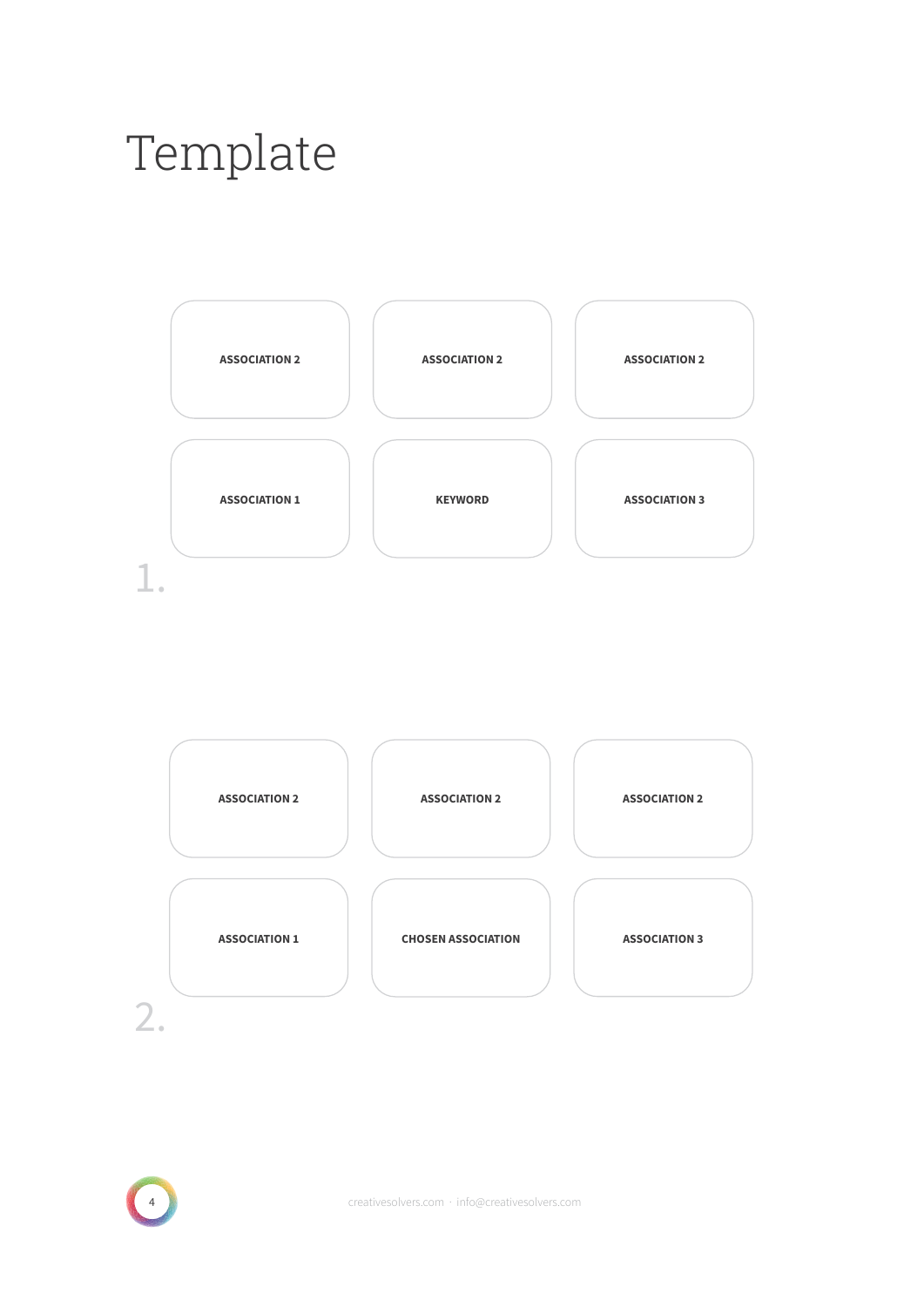# Template

| | | |
|---|---|---|
| ASSOCIATION 2 | ASSOCIATION 2 | ASSOCIATION 2 |
| ASSOCIATION 1 | KEYWORD | ASSOCIATION 3 |

1.

| | | |
|---|---|---|
| ASSOCIATION 2 | ASSOCIATION 2 | ASSOCIATION 2 |
| ASSOCIATION 1 | CHOSEN ASSOCIATION | ASSOCIATION 3 |

2.

creativesolvers.com · info@creativesolvers.com